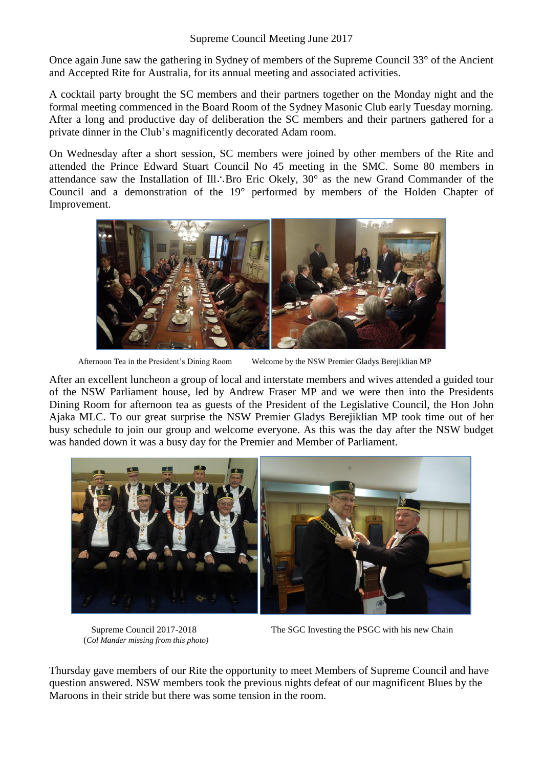Supreme Council Meeting June 2017

Once again June saw the gathering in Sydney of members of the Supreme Council 33° of the Ancient and Accepted Rite for Australia, for its annual meeting and associated activities.

A cocktail party brought the SC members and their partners together on the Monday night and the formal meeting commenced in the Board Room of the Sydney Masonic Club early Tuesday morning. After a long and productive day of deliberation the SC members and their partners gathered for a private dinner in the Club's magnificently decorated Adam room.

On Wednesday after a short session, SC members were joined by other members of the Rite and attended the Prince Edward Stuart Council No 45 meeting in the SMC. Some 80 members in attendance saw the Installation of Ill∴Bro Eric Okely, 30° as the new Grand Commander of the Council and a demonstration of the 19° performed by members of the Holden Chapter of Improvement.

Afternoon Tea in the President's Dining Room

Welcome by the NSW Premier Gladys Berejiklian MP

After an excellent luncheon a group of local and interstate members and wives attended a guided tour of the NSW Parliament house, led by Andrew Fraser MP and we were then into the Presidents Dining Room for afternoon tea as guests of the President of the Legislative Council, the Hon John Ajaka MLC. To our great surprise the NSW Premier Gladys Berejiklian MP took time out of her busy schedule to join our group and welcome everyone. As this was the day after the NSW budget was handed down it was a busy day for the Premier and Member of Parliament.

Supreme Council 2017-2018
(*Col Mander missing from this photo)*

The SGC Investing the PSGC with his new Chain

Thursday gave members of our Rite the opportunity to meet Members of Supreme Council and have question answered. NSW members took the previous nights defeat of our magnificent Blues by the Maroons in their stride but there was some tension in the room.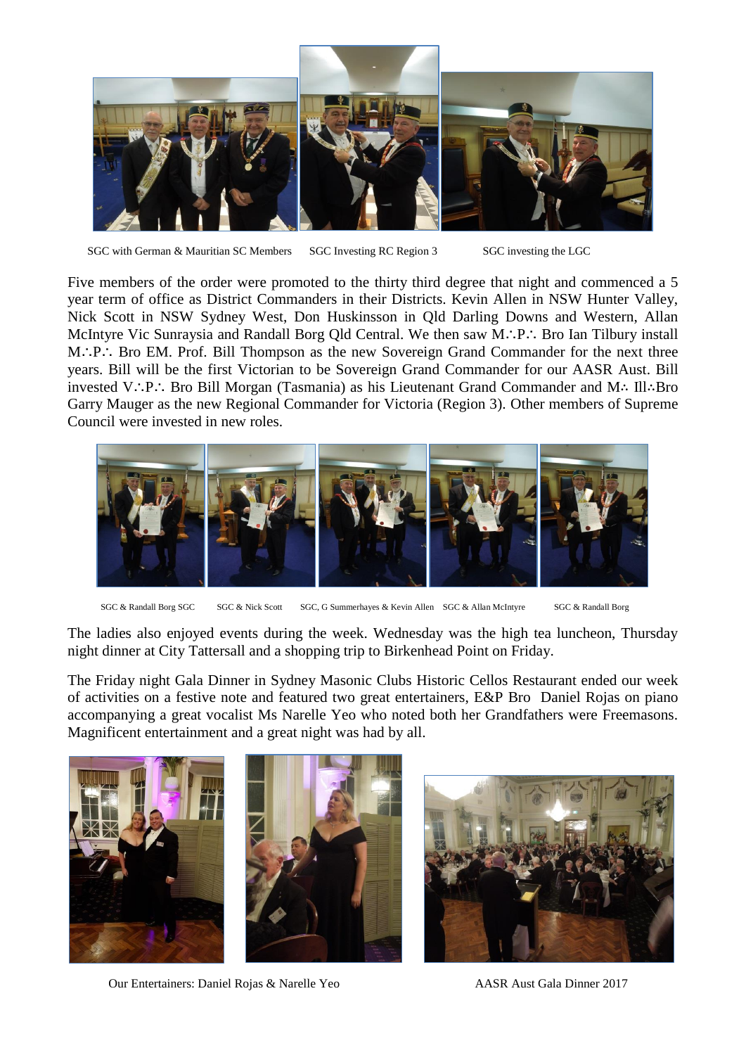SGC with German & Mauritian SC Members    SGC Investing RC Region 3    SGC investing the LGC

Five members of the order were promoted to the thirty third degree that night and commenced a 5 year term of office as District Commanders in their Districts. Kevin Allen in NSW Hunter Valley, Nick Scott in NSW Sydney West, Don Huskinsson in Qld Darling Downs and Western, Allan McIntyre Vic Sunraysia and Randall Borg Qld Central. We then saw M∴P∴ Bro Ian Tilbury install M∴P∴ Bro EM. Prof. Bill Thompson as the new Sovereign Grand Commander for the next three years. Bill will be the first Victorian to be Sovereign Grand Commander for our AASR Aust. Bill invested V∴P∴ Bro Bill Morgan (Tasmania) as his Lieutenant Grand Commander and M∴ Ill∴Bro Garry Mauger as the new Regional Commander for Victoria (Region 3). Other members of Supreme Council were invested in new roles.

SGC & Randall Borg SGC    SGC & Nick Scott    SGC, G Summerhayes & Kevin Allen    SGC & Allan McIntyre    SGC & Randall Borg

The ladies also enjoyed events during the week. Wednesday was the high tea luncheon, Thursday night dinner at City Tattersall and a shopping trip to Birkenhead Point on Friday.

The Friday night Gala Dinner in Sydney Masonic Clubs Historic Cellos Restaurant ended our week of activities on a festive note and featured two great entertainers, E&P Bro Daniel Rojas on piano accompanying a great vocalist Ms Narelle Yeo who noted both her Grandfathers were Freemasons. Magnificent entertainment and a great night was had by all.

Our Entertainers: Daniel Rojas & Narelle Yeo    AASR Aust Gala Dinner 2017